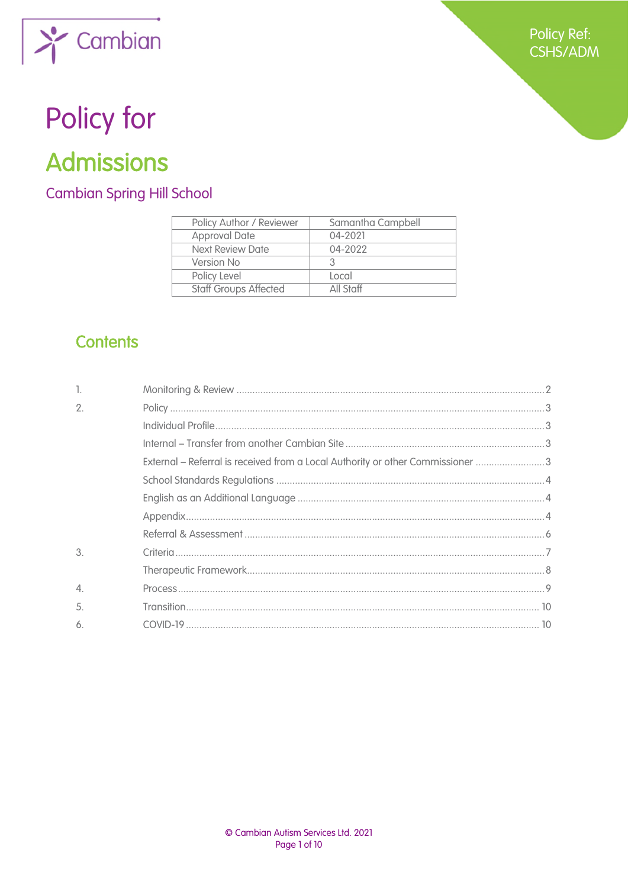Cambian

Policy Ref: CSHS/ADM

# Policy for

# Admissions

## Cambian Spring Hill School

| Policy Author / Reviewer | Samantha Campbell |
|---|---|
| Approval Date | 04-2021 |
| Next Review Date | 04-2022 |
| Version No | 3 |
| Policy Level | Local |
| Staff Groups Affected | All Staff |

## Contents

1. Monitoring & Review ..... 2
2. Policy ..... 3
   - Individual Profile ..... 3
   - Internal – Transfer from another Cambian Site ..... 3
   - External – Referral is received from a Local Authority or other Commissioner ..... 3
   - School Standards Regulations ..... 4
   - English as an Additional Language ..... 4
   - Appendix ..... 4
   - Referral & Assessment ..... 6
3. Criteria ..... 7
   - Therapeutic Framework ..... 8
4. Process ..... 9
5. Transition ..... 10
6. COVID-19 ..... 10

© Cambian Autism Services Ltd. 2021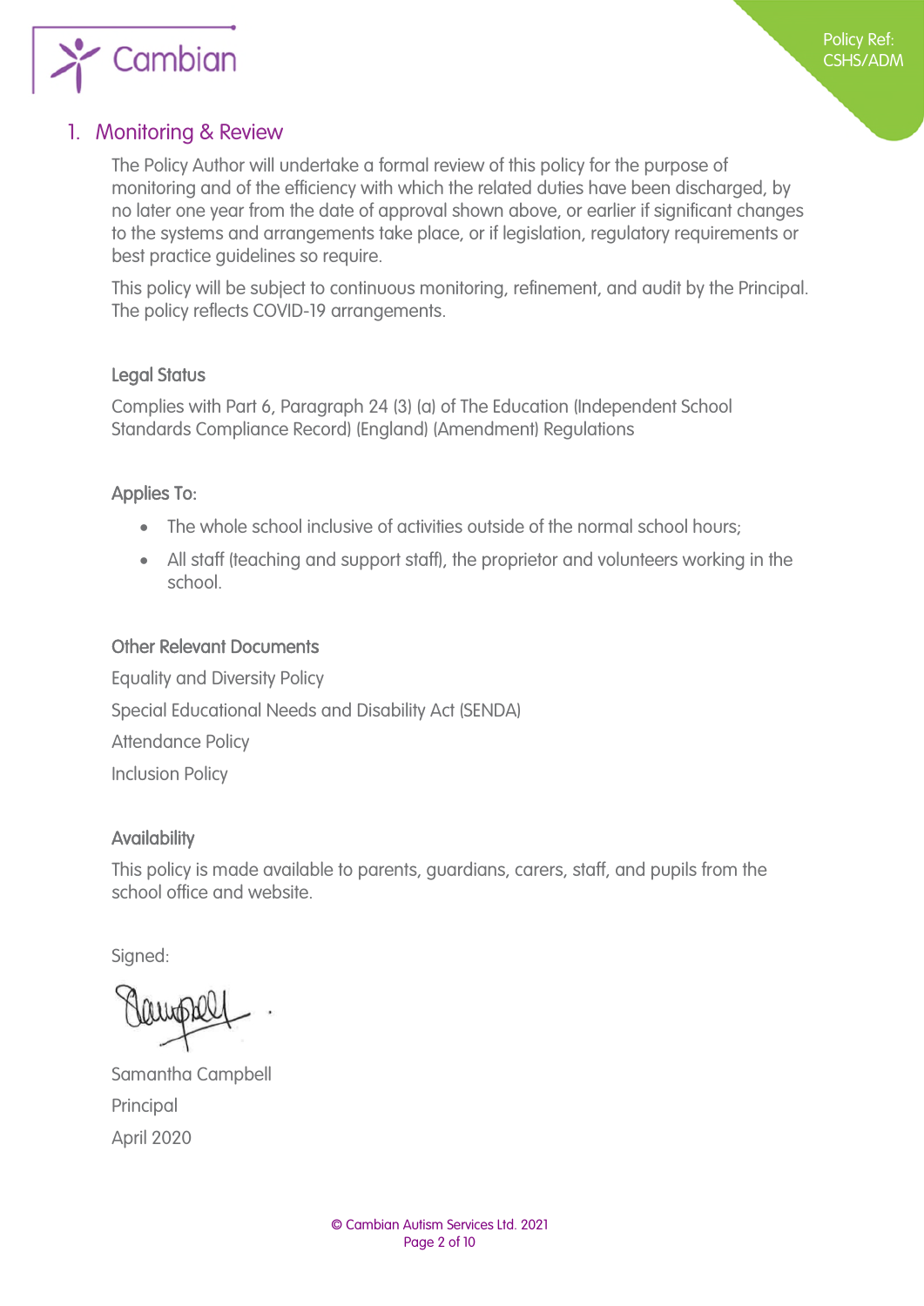## 1. Monitoring & Review

The Policy Author will undertake a formal review of this policy for the purpose of monitoring and of the efficiency with which the related duties have been discharged, by no later one year from the date of approval shown above, or earlier if significant changes to the systems and arrangements take place, or if legislation, regulatory requirements or best practice guidelines so require.

This policy will be subject to continuous monitoring, refinement, and audit by the Principal. The policy reflects COVID-19 arrangements.

### Legal Status

Complies with Part 6, Paragraph 24 (3) (a) of The Education (Independent School Standards Compliance Record) (England) (Amendment) Regulations

### Applies To:

- The whole school inclusive of activities outside of the normal school hours;
- All staff (teaching and support staff), the proprietor and volunteers working in the school.

### Other Relevant Documents

Equality and Diversity Policy

Special Educational Needs and Disability Act (SENDA)

Attendance Policy

Inclusion Policy

### Availability

This policy is made available to parents, guardians, carers, staff, and pupils from the school office and website.

Signed:

Samantha Campbell

Principal

April 2020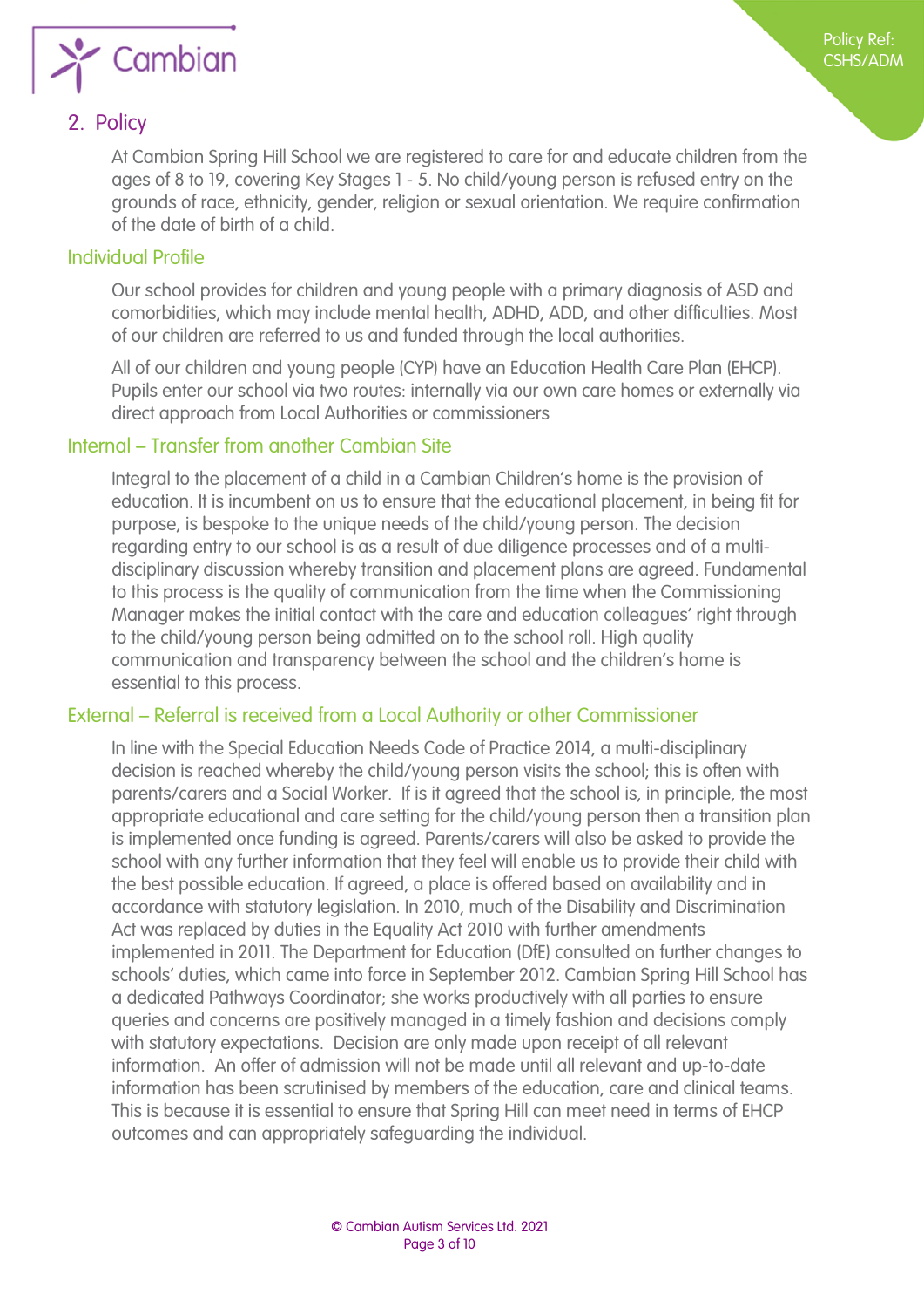## 2. Policy

At Cambian Spring Hill School we are registered to care for and educate children from the ages of 8 to 19, covering Key Stages 1 - 5. No child/young person is refused entry on the grounds of race, ethnicity, gender, religion or sexual orientation. We require confirmation of the date of birth of a child.

### Individual Profile

Our school provides for children and young people with a primary diagnosis of ASD and comorbidities, which may include mental health, ADHD, ADD, and other difficulties. Most of our children are referred to us and funded through the local authorities.

All of our children and young people (CYP) have an Education Health Care Plan (EHCP). Pupils enter our school via two routes: internally via our own care homes or externally via direct approach from Local Authorities or commissioners

### Internal – Transfer from another Cambian Site

Integral to the placement of a child in a Cambian Children's home is the provision of education. It is incumbent on us to ensure that the educational placement, in being fit for purpose, is bespoke to the unique needs of the child/young person. The decision regarding entry to our school is as a result of due diligence processes and of a multi-disciplinary discussion whereby transition and placement plans are agreed. Fundamental to this process is the quality of communication from the time when the Commissioning Manager makes the initial contact with the care and education colleagues' right through to the child/young person being admitted on to the school roll. High quality communication and transparency between the school and the children's home is essential to this process.

### External – Referral is received from a Local Authority or other Commissioner

In line with the Special Education Needs Code of Practice 2014, a multi-disciplinary decision is reached whereby the child/young person visits the school; this is often with parents/carers and a Social Worker. If is it agreed that the school is, in principle, the most appropriate educational and care setting for the child/young person then a transition plan is implemented once funding is agreed. Parents/carers will also be asked to provide the school with any further information that they feel will enable us to provide their child with the best possible education. If agreed, a place is offered based on availability and in accordance with statutory legislation. In 2010, much of the Disability and Discrimination Act was replaced by duties in the Equality Act 2010 with further amendments implemented in 2011. The Department for Education (DfE) consulted on further changes to schools' duties, which came into force in September 2012. Cambian Spring Hill School has a dedicated Pathways Coordinator; she works productively with all parties to ensure queries and concerns are positively managed in a timely fashion and decisions comply with statutory expectations. Decision are only made upon receipt of all relevant information. An offer of admission will not be made until all relevant and up-to-date information has been scrutinised by members of the education, care and clinical teams. This is because it is essential to ensure that Spring Hill can meet need in terms of EHCP outcomes and can appropriately safeguarding the individual.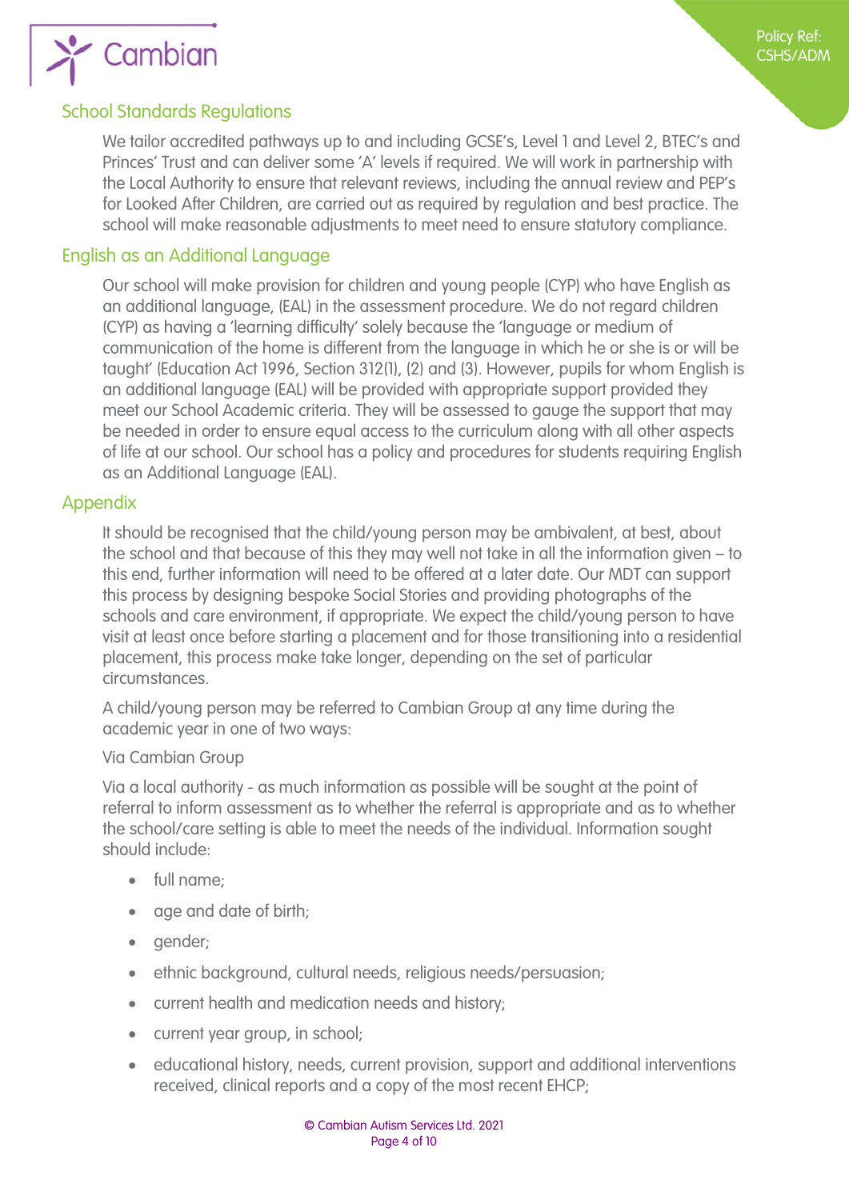## School Standards Regulations

We tailor accredited pathways up to and including GCSE's, Level 1 and Level 2, BTEC's and Princes' Trust and can deliver some 'A' levels if required. We will work in partnership with the Local Authority to ensure that relevant reviews, including the annual review and PEP's for Looked After Children, are carried out as required by regulation and best practice. The school will make reasonable adjustments to meet need to ensure statutory compliance.

## English as an Additional Language

Our school will make provision for children and young people (CYP) who have English as an additional language, (EAL) in the assessment procedure. We do not regard children (CYP) as having a 'learning difficulty' solely because the 'language or medium of communication of the home is different from the language in which he or she is or will be taught' (Education Act 1996, Section 312(1), (2) and (3). However, pupils for whom English is an additional language (EAL) will be provided with appropriate support provided they meet our School Academic criteria. They will be assessed to gauge the support that may be needed in order to ensure equal access to the curriculum along with all other aspects of life at our school. Our school has a policy and procedures for students requiring English as an Additional Language (EAL).

## Appendix

It should be recognised that the child/young person may be ambivalent, at best, about the school and that because of this they may well not take in all the information given – to this end, further information will need to be offered at a later date. Our MDT can support this process by designing bespoke Social Stories and providing photographs of the schools and care environment, if appropriate. We expect the child/young person to have visit at least once before starting a placement and for those transitioning into a residential placement, this process make take longer, depending on the set of particular circumstances.

A child/young person may be referred to Cambian Group at any time during the academic year in one of two ways:

Via Cambian Group

Via a local authority - as much information as possible will be sought at the point of referral to inform assessment as to whether the referral is appropriate and as to whether the school/care setting is able to meet the needs of the individual. Information sought should include:

- full name;
- age and date of birth;
- gender;
- ethnic background, cultural needs, religious needs/persuasion;
- current health and medication needs and history;
- current year group, in school;
- educational history, needs, current provision, support and additional interventions received, clinical reports and a copy of the most recent EHCP;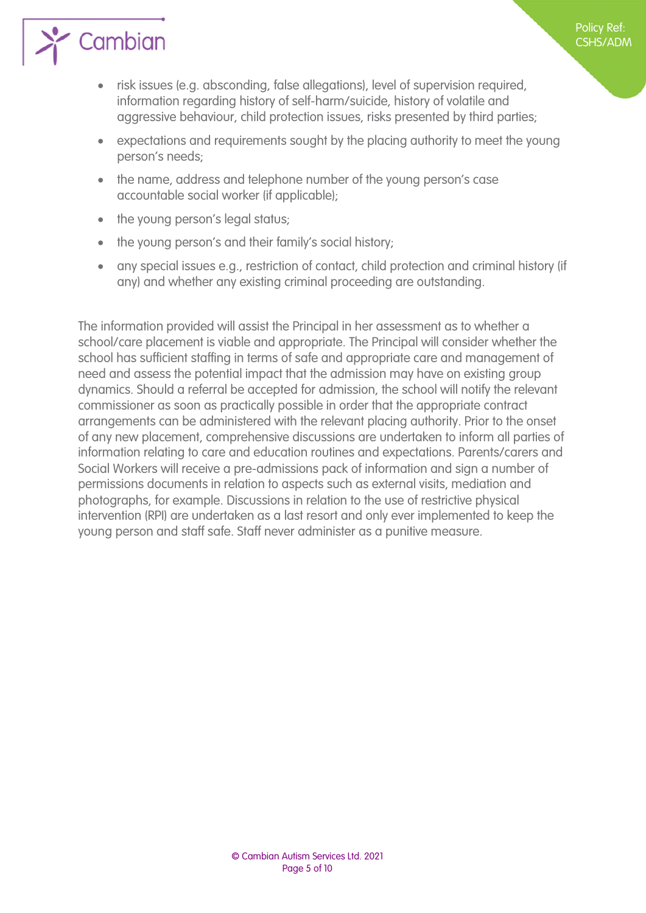- risk issues (e.g. absconding, false allegations), level of supervision required, information regarding history of self-harm/suicide, history of volatile and aggressive behaviour, child protection issues, risks presented by third parties;
- expectations and requirements sought by the placing authority to meet the young person's needs;
- the name, address and telephone number of the young person's case accountable social worker (if applicable);
- the young person's legal status;
- the young person's and their family's social history;
- any special issues e.g., restriction of contact, child protection and criminal history (if any) and whether any existing criminal proceeding are outstanding.

The information provided will assist the Principal in her assessment as to whether a school/care placement is viable and appropriate. The Principal will consider whether the school has sufficient staffing in terms of safe and appropriate care and management of need and assess the potential impact that the admission may have on existing group dynamics. Should a referral be accepted for admission, the school will notify the relevant commissioner as soon as practically possible in order that the appropriate contract arrangements can be administered with the relevant placing authority. Prior to the onset of any new placement, comprehensive discussions are undertaken to inform all parties of information relating to care and education routines and expectations. Parents/carers and Social Workers will receive a pre-admissions pack of information and sign a number of permissions documents in relation to aspects such as external visits, mediation and photographs, for example. Discussions in relation to the use of restrictive physical intervention (RPI) are undertaken as a last resort and only ever implemented to keep the young person and staff safe. Staff never administer as a punitive measure.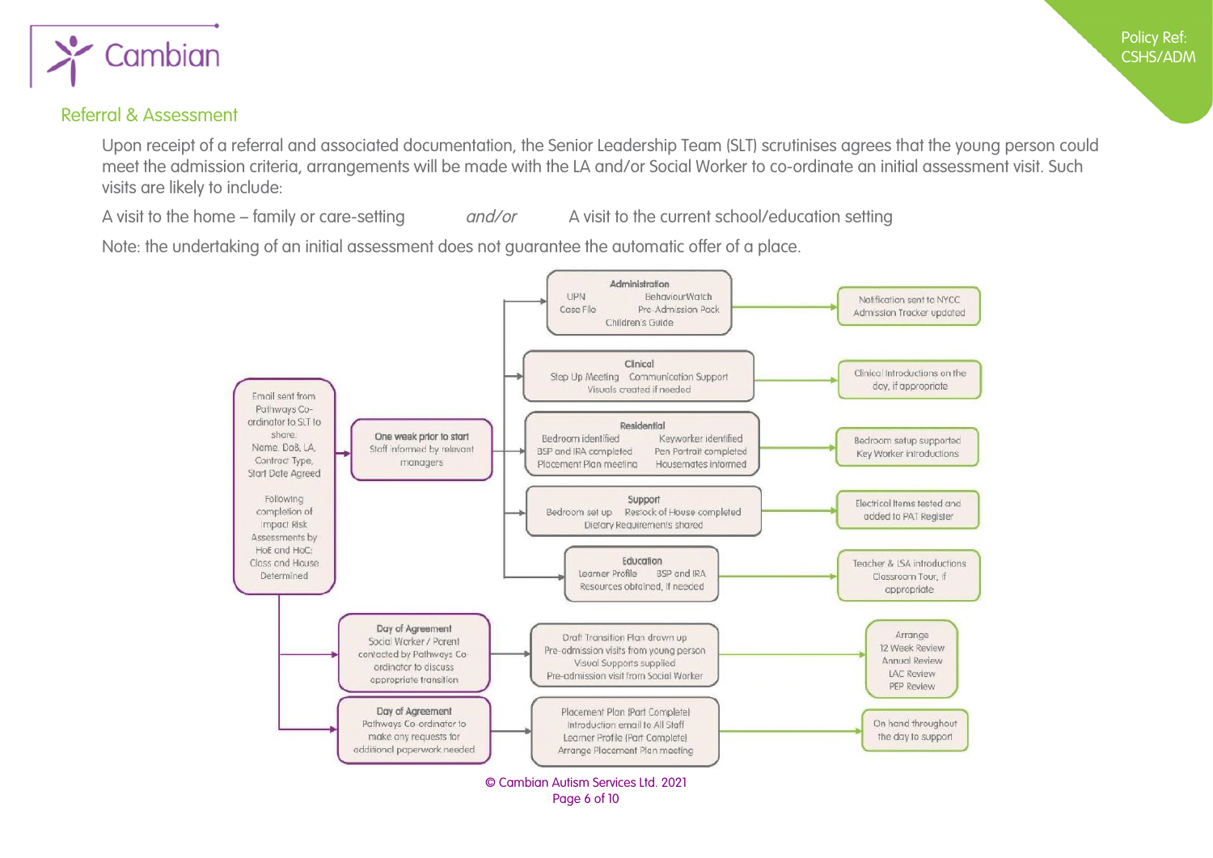## Referral & Assessment

Upon receipt of a referral and associated documentation, the Senior Leadership Team (SLT) scrutinises agrees that the young person could meet the admission criteria, arrangements will be made with the LA and/or Social Worker to co-ordinate an initial assessment visit. Such visits are likely to include:

A visit to the home – family or care-setting *and/or* A visit to the current school/education setting

Note: the undertaking of an initial assessment does not guarantee the automatic offer of a place.

Email sent from Pathways Co-ordinator to SLT to share: Name, DoB, LA, Contract Type, Start Date Agreed

Following completion of Impact Risk Assessments by HoE and HoC: Class and House Determined

**One week prior to start**
Staff informed by relevant managers

**Administration**
UPN, BehaviourWatch, Case File, Pre-Admission Pack, Children's Guide
→ Notification sent to NYCC; Admission Tracker updated

**Clinical**
Step Up Meeting, Communication Support, Visuals created if needed
→ Clinical Introductions on the day, if appropriate

**Residential**
Bedroom identified, Keyworker identified, BSP and IRA completed, Pen Portrait completed, Placement Plan meeting, Housemates informed
→ Bedroom setup supported; Key Worker introductions

**Support**
Bedroom set up, Restock of House completed, Dietary Requirements shared
→ Electrical items tested and added to PAT Register

**Education**
Learner Profile, BSP and IRA, Resources obtained, if needed
→ Teacher & LSA introductions; Classroom Tour, if appropriate

**Day of Agreement**
Social Worker / Parent contacted by Pathways Co-ordinator to discuss appropriate transition
→ Draft Transition Plan drawn up; Pre-admission visits from young person; Visual Supports supplied; Pre-admission visit from Social Worker
→ Arrange: 12 Week Review, Annual Review, LAC Review, PEP Review

**Day of Agreement**
Pathways Co-ordinator to make any requests for additional paperwork needed
→ Placement Plan (Part Complete); Introduction email to All Staff; Learner Profile (Part Complete); Arrange Placement Plan meeting
→ On hand throughout the day to support

© Cambian Autism Services Ltd. 2021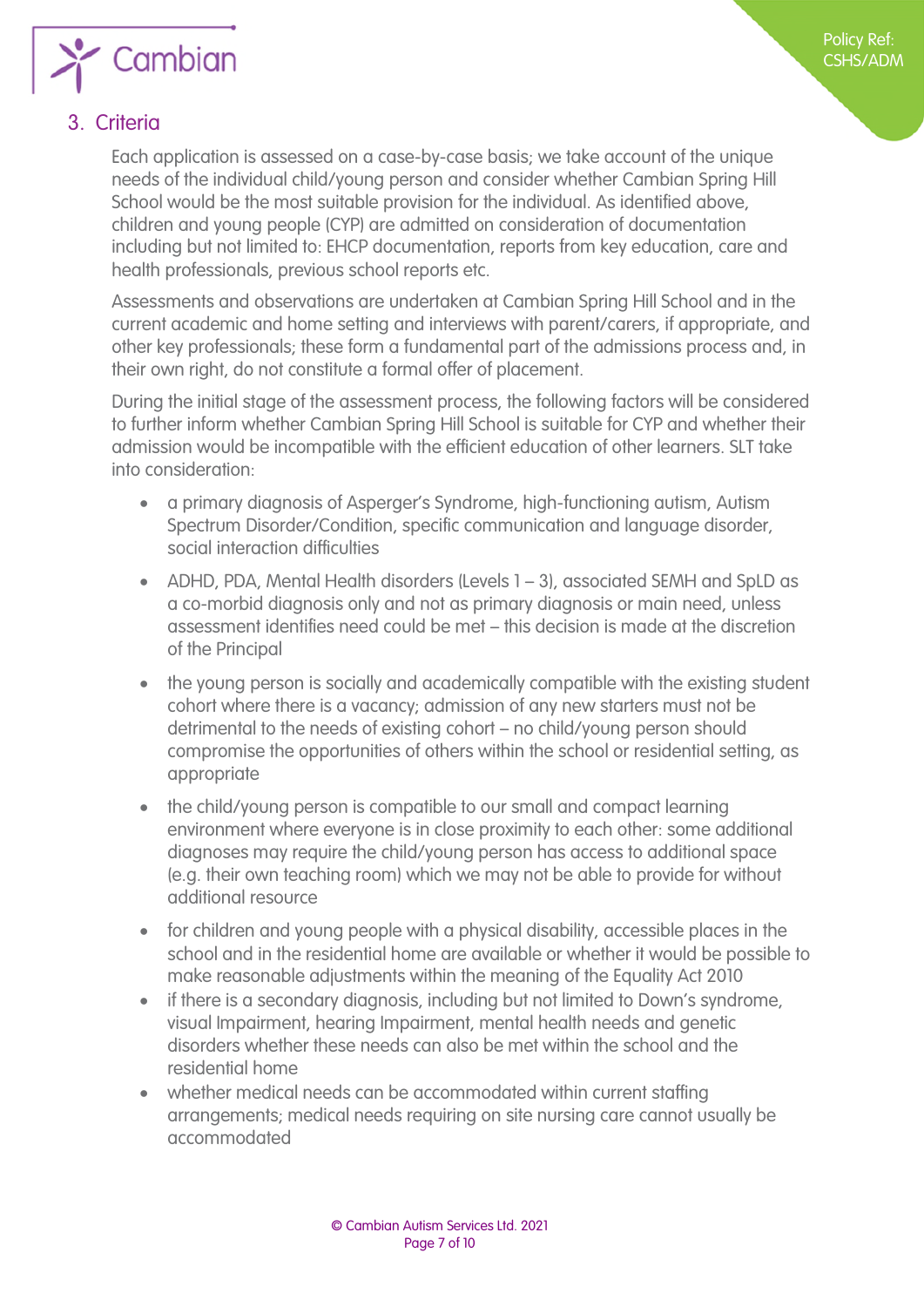## 3. Criteria

Each application is assessed on a case-by-case basis; we take account of the unique needs of the individual child/young person and consider whether Cambian Spring Hill School would be the most suitable provision for the individual. As identified above, children and young people (CYP) are admitted on consideration of documentation including but not limited to: EHCP documentation, reports from key education, care and health professionals, previous school reports etc.

Assessments and observations are undertaken at Cambian Spring Hill School and in the current academic and home setting and interviews with parent/carers, if appropriate, and other key professionals; these form a fundamental part of the admissions process and, in their own right, do not constitute a formal offer of placement.

During the initial stage of the assessment process, the following factors will be considered to further inform whether Cambian Spring Hill School is suitable for CYP and whether their admission would be incompatible with the efficient education of other learners. SLT take into consideration:

- a primary diagnosis of Asperger's Syndrome, high-functioning autism, Autism Spectrum Disorder/Condition, specific communication and language disorder, social interaction difficulties
- ADHD, PDA, Mental Health disorders (Levels 1 – 3), associated SEMH and SpLD as a co-morbid diagnosis only and not as primary diagnosis or main need, unless assessment identifies need could be met – this decision is made at the discretion of the Principal
- the young person is socially and academically compatible with the existing student cohort where there is a vacancy; admission of any new starters must not be detrimental to the needs of existing cohort – no child/young person should compromise the opportunities of others within the school or residential setting, as appropriate
- the child/young person is compatible to our small and compact learning environment where everyone is in close proximity to each other: some additional diagnoses may require the child/young person has access to additional space (e.g. their own teaching room) which we may not be able to provide for without additional resource
- for children and young people with a physical disability, accessible places in the school and in the residential home are available or whether it would be possible to make reasonable adjustments within the meaning of the Equality Act 2010
- if there is a secondary diagnosis, including but not limited to Down's syndrome, visual Impairment, hearing Impairment, mental health needs and genetic disorders whether these needs can also be met within the school and the residential home
- whether medical needs can be accommodated within current staffing arrangements; medical needs requiring on site nursing care cannot usually be accommodated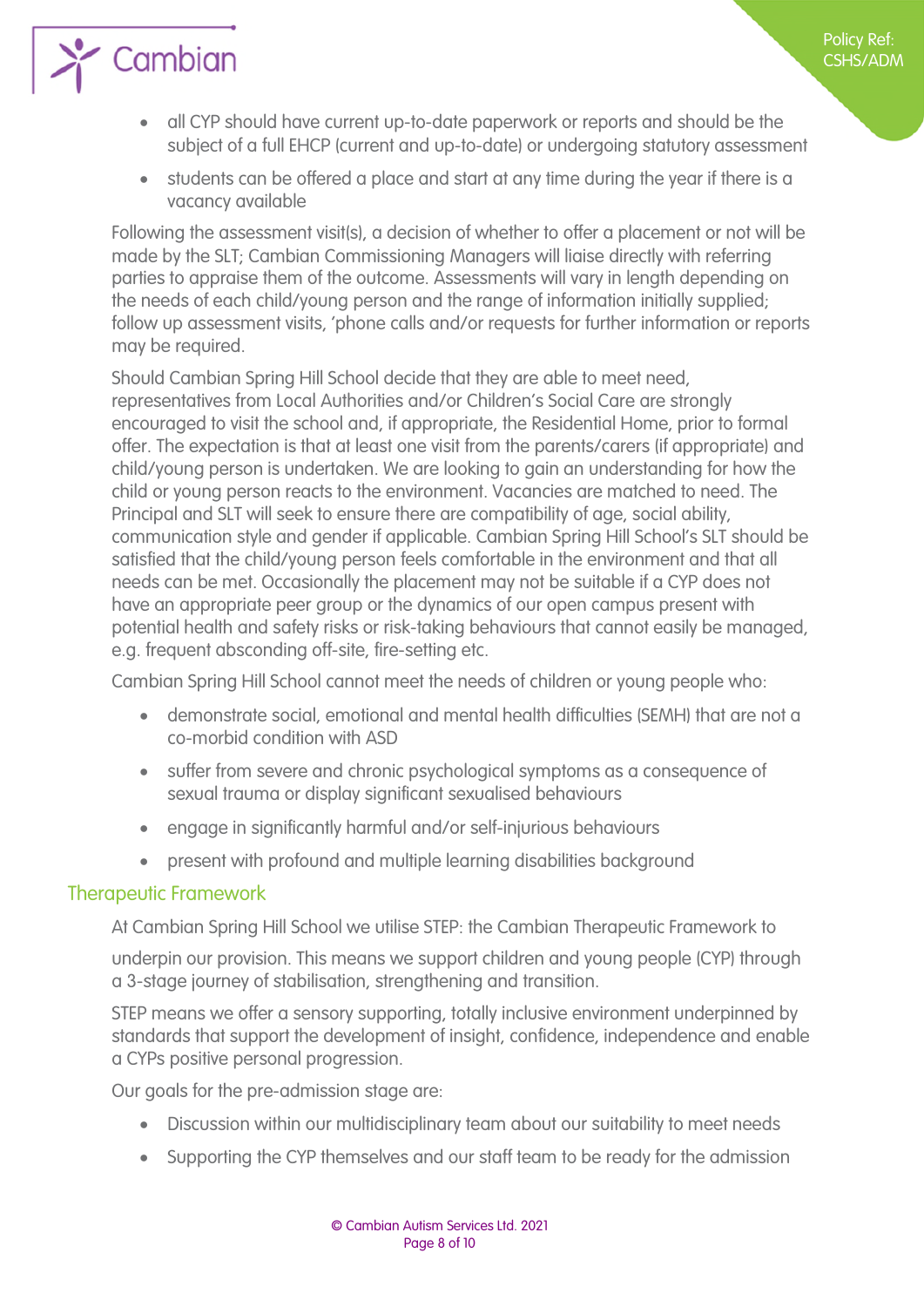- all CYP should have current up-to-date paperwork or reports and should be the subject of a full EHCP (current and up-to-date) or undergoing statutory assessment
- students can be offered a place and start at any time during the year if there is a vacancy available

Following the assessment visit(s), a decision of whether to offer a placement or not will be made by the SLT; Cambian Commissioning Managers will liaise directly with referring parties to appraise them of the outcome. Assessments will vary in length depending on the needs of each child/young person and the range of information initially supplied; follow up assessment visits, 'phone calls and/or requests for further information or reports may be required.

Should Cambian Spring Hill School decide that they are able to meet need, representatives from Local Authorities and/or Children's Social Care are strongly encouraged to visit the school and, if appropriate, the Residential Home, prior to formal offer. The expectation is that at least one visit from the parents/carers (if appropriate) and child/young person is undertaken. We are looking to gain an understanding for how the child or young person reacts to the environment. Vacancies are matched to need. The Principal and SLT will seek to ensure there are compatibility of age, social ability, communication style and gender if applicable. Cambian Spring Hill School's SLT should be satisfied that the child/young person feels comfortable in the environment and that all needs can be met. Occasionally the placement may not be suitable if a CYP does not have an appropriate peer group or the dynamics of our open campus present with potential health and safety risks or risk-taking behaviours that cannot easily be managed, e.g. frequent absconding off-site, fire-setting etc.

Cambian Spring Hill School cannot meet the needs of children or young people who:

- demonstrate social, emotional and mental health difficulties (SEMH) that are not a co-morbid condition with ASD
- suffer from severe and chronic psychological symptoms as a consequence of sexual trauma or display significant sexualised behaviours
- engage in significantly harmful and/or self-injurious behaviours
- present with profound and multiple learning disabilities background

## Therapeutic Framework

At Cambian Spring Hill School we utilise STEP: the Cambian Therapeutic Framework to

underpin our provision. This means we support children and young people (CYP) through a 3-stage journey of stabilisation, strengthening and transition.

STEP means we offer a sensory supporting, totally inclusive environment underpinned by standards that support the development of insight, confidence, independence and enable a CYPs positive personal progression.

Our goals for the pre-admission stage are:

- Discussion within our multidisciplinary team about our suitability to meet needs
- Supporting the CYP themselves and our staff team to be ready for the admission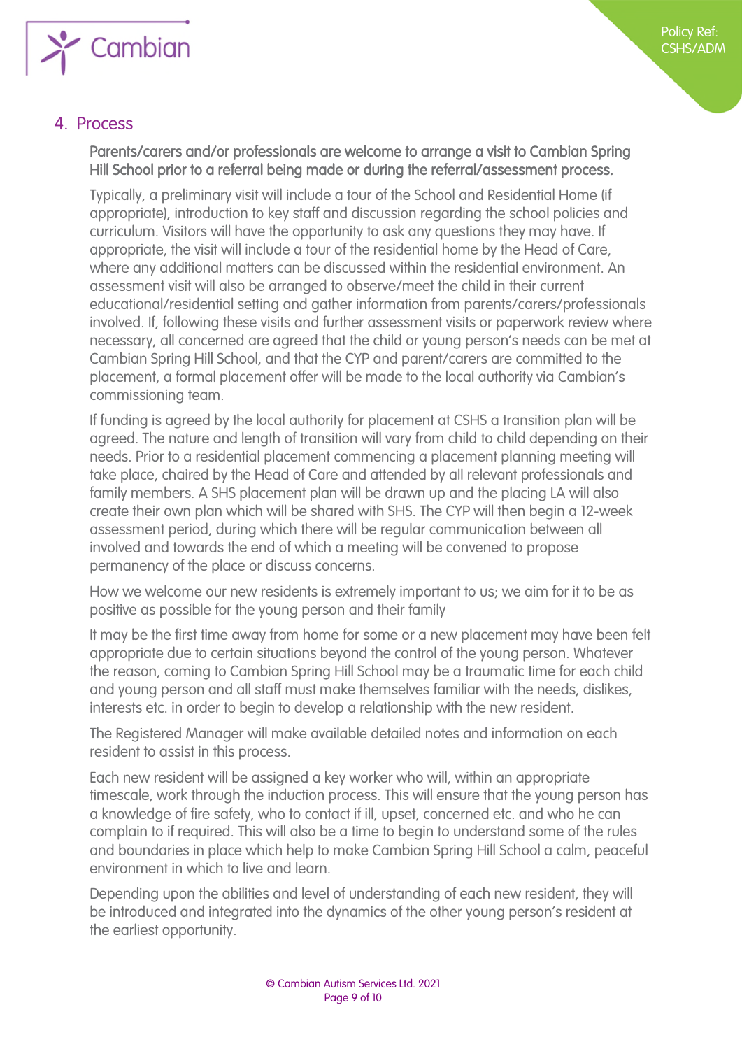## 4. Process

Parents/carers and/or professionals are welcome to arrange a visit to Cambian Spring Hill School prior to a referral being made or during the referral/assessment process.

Typically, a preliminary visit will include a tour of the School and Residential Home (if appropriate), introduction to key staff and discussion regarding the school policies and curriculum. Visitors will have the opportunity to ask any questions they may have. If appropriate, the visit will include a tour of the residential home by the Head of Care, where any additional matters can be discussed within the residential environment. An assessment visit will also be arranged to observe/meet the child in their current educational/residential setting and gather information from parents/carers/professionals involved. If, following these visits and further assessment visits or paperwork review where necessary, all concerned are agreed that the child or young person's needs can be met at Cambian Spring Hill School, and that the CYP and parent/carers are committed to the placement, a formal placement offer will be made to the local authority via Cambian's commissioning team.

If funding is agreed by the local authority for placement at CSHS a transition plan will be agreed. The nature and length of transition will vary from child to child depending on their needs. Prior to a residential placement commencing a placement planning meeting will take place, chaired by the Head of Care and attended by all relevant professionals and family members. A SHS placement plan will be drawn up and the placing LA will also create their own plan which will be shared with SHS. The CYP will then begin a 12-week assessment period, during which there will be regular communication between all involved and towards the end of which a meeting will be convened to propose permanency of the place or discuss concerns.

How we welcome our new residents is extremely important to us; we aim for it to be as positive as possible for the young person and their family

It may be the first time away from home for some or a new placement may have been felt appropriate due to certain situations beyond the control of the young person. Whatever the reason, coming to Cambian Spring Hill School may be a traumatic time for each child and young person and all staff must make themselves familiar with the needs, dislikes, interests etc. in order to begin to develop a relationship with the new resident.

The Registered Manager will make available detailed notes and information on each resident to assist in this process.

Each new resident will be assigned a key worker who will, within an appropriate timescale, work through the induction process. This will ensure that the young person has a knowledge of fire safety, who to contact if ill, upset, concerned etc. and who he can complain to if required. This will also be a time to begin to understand some of the rules and boundaries in place which help to make Cambian Spring Hill School a calm, peaceful environment in which to live and learn.

Depending upon the abilities and level of understanding of each new resident, they will be introduced and integrated into the dynamics of the other young person's resident at the earliest opportunity.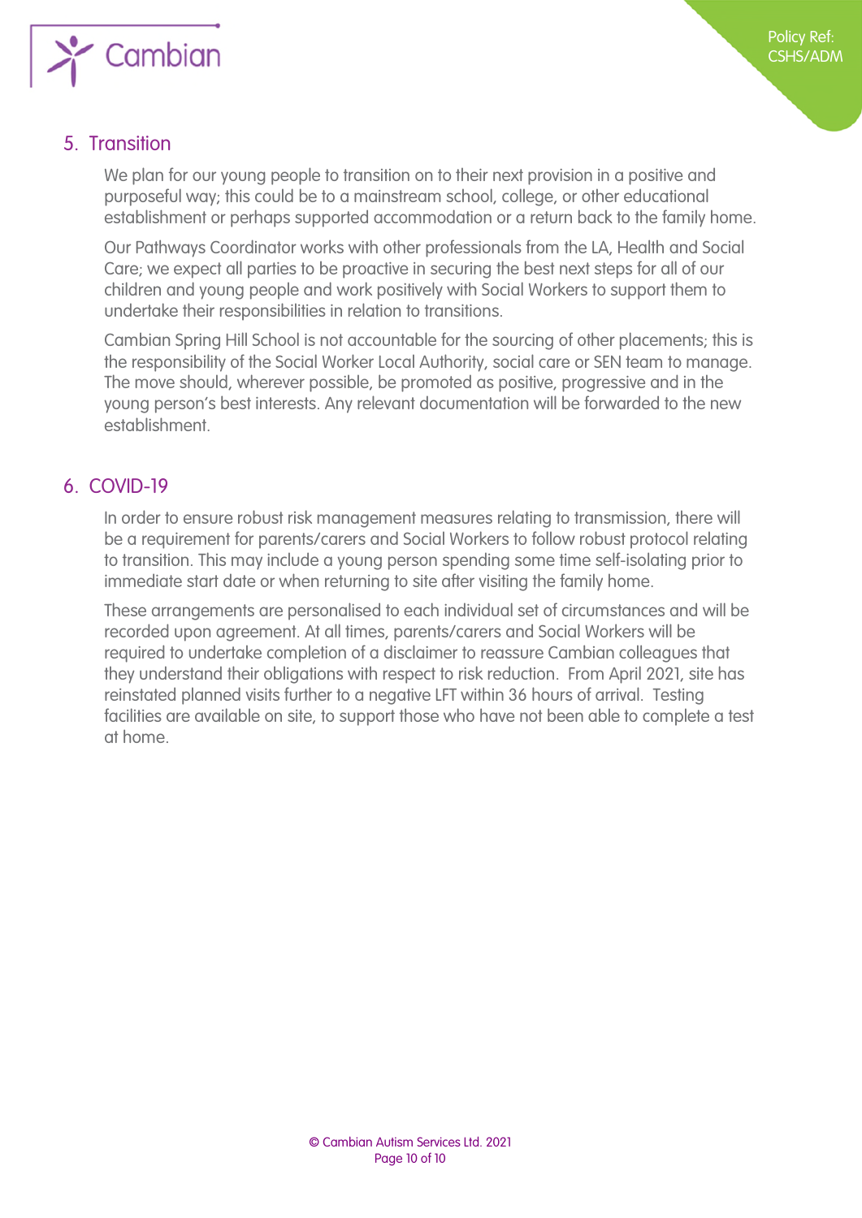## 5. Transition

We plan for our young people to transition on to their next provision in a positive and purposeful way; this could be to a mainstream school, college, or other educational establishment or perhaps supported accommodation or a return back to the family home.

Our Pathways Coordinator works with other professionals from the LA, Health and Social Care; we expect all parties to be proactive in securing the best next steps for all of our children and young people and work positively with Social Workers to support them to undertake their responsibilities in relation to transitions.

Cambian Spring Hill School is not accountable for the sourcing of other placements; this is the responsibility of the Social Worker Local Authority, social care or SEN team to manage. The move should, wherever possible, be promoted as positive, progressive and in the young person's best interests. Any relevant documentation will be forwarded to the new establishment.

## 6. COVID-19

In order to ensure robust risk management measures relating to transmission, there will be a requirement for parents/carers and Social Workers to follow robust protocol relating to transition. This may include a young person spending some time self-isolating prior to immediate start date or when returning to site after visiting the family home.

These arrangements are personalised to each individual set of circumstances and will be recorded upon agreement. At all times, parents/carers and Social Workers will be required to undertake completion of a disclaimer to reassure Cambian colleagues that they understand their obligations with respect to risk reduction. From April 2021, site has reinstated planned visits further to a negative LFT within 36 hours of arrival. Testing facilities are available on site, to support those who have not been able to complete a test at home.